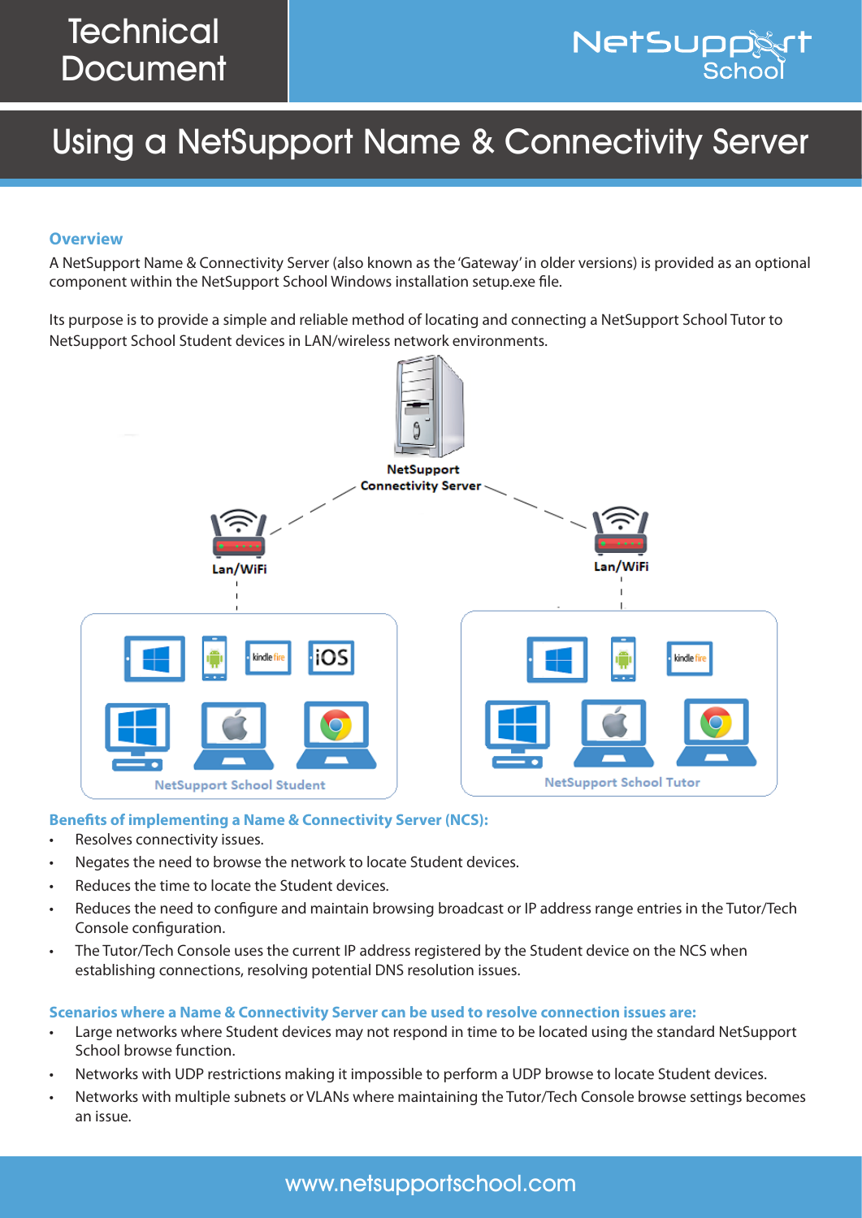# Technical Document

# Using a NetSupport Name & Connectivity Server

## Overview

A NetSupport Name & Connectivity Server (also known as the 'Gateway' in older versions) is provided as an optional component within the NetSupport School Windows installation setup.exe file.

Its purpose is to provide a simple and reliable method of locating and connecting a NetSupport School Tutor to NetSupport School Student devices in LAN/wireless network environments.

NetSupport Connectivity Server

Lan/WiFi

Lan/WiFi

NetSupport School Student

NetSupport School Tutor

## Benefits of implementing a Name & Connectivity Server (NCS):

- Resolves connectivity issues.
- Negates the need to browse the network to locate Student devices.
- Reduces the time to locate the Student devices.
- Reduces the need to configure and maintain browsing broadcast or IP address range entries in the Tutor/Tech Console configuration.
- The Tutor/Tech Console uses the current IP address registered by the Student device on the NCS when establishing connections, resolving potential DNS resolution issues.

## Scenarios where a Name & Connectivity Server can be used to resolve connection issues are:

- Large networks where Student devices may not respond in time to be located using the standard NetSupport School browse function.
- Networks with UDP restrictions making it impossible to perform a UDP browse to locate Student devices.
- Networks with multiple subnets or VLANs where maintaining the Tutor/Tech Console browse settings becomes an issue.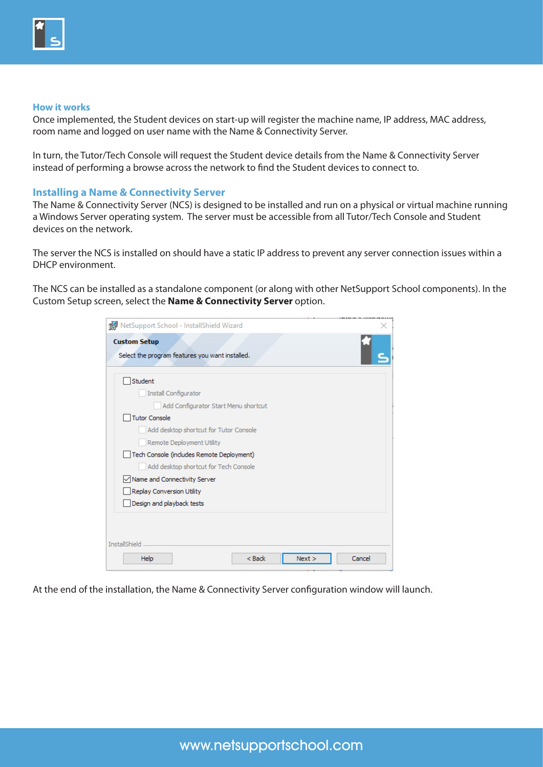## How it works

Once implemented, the Student devices on start-up will register the machine name, IP address, MAC address, room name and logged on user name with the Name & Connectivity Server.

In turn, the Tutor/Tech Console will request the Student device details from the Name & Connectivity Server instead of performing a browse across the network to find the Student devices to connect to.

## Installing a Name & Connectivity Server

The Name & Connectivity Server (NCS) is designed to be installed and run on a physical or virtual machine running a Windows Server operating system. The server must be accessible from all Tutor/Tech Console and Student devices on the network.

The server the NCS is installed on should have a static IP address to prevent any server connection issues within a DHCP environment.

The NCS can be installed as a standalone component (or along with other NetSupport School components). In the Custom Setup screen, select the **Name & Connectivity Server** option.

At the end of the installation, the Name & Connectivity Server configuration window will launch.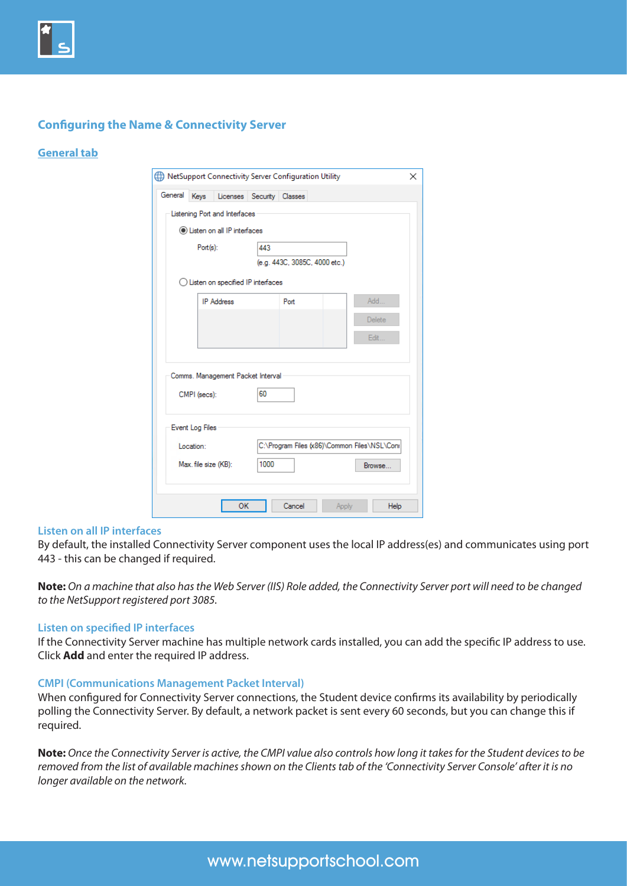## Configuring the Name & Connectivity Server

### General tab

### Listen on all IP interfaces

By default, the installed Connectivity Server component uses the local IP address(es) and communicates using port 443 - this can be changed if required.

**Note:** *On a machine that also has the Web Server (IIS) Role added, the Connectivity Server port will need to be changed to the NetSupport registered port 3085.*

### Listen on specified IP interfaces

If the Connectivity Server machine has multiple network cards installed, you can add the specific IP address to use. Click **Add** and enter the required IP address.

### CMPI (Communications Management Packet Interval)

When configured for Connectivity Server connections, the Student device confirms its availability by periodically polling the Connectivity Server. By default, a network packet is sent every 60 seconds, but you can change this if required.

**Note:** *Once the Connectivity Server is active, the CMPI value also controls how long it takes for the Student devices to be removed from the list of available machines shown on the Clients tab of the 'Connectivity Server Console' after it is no longer available on the network.*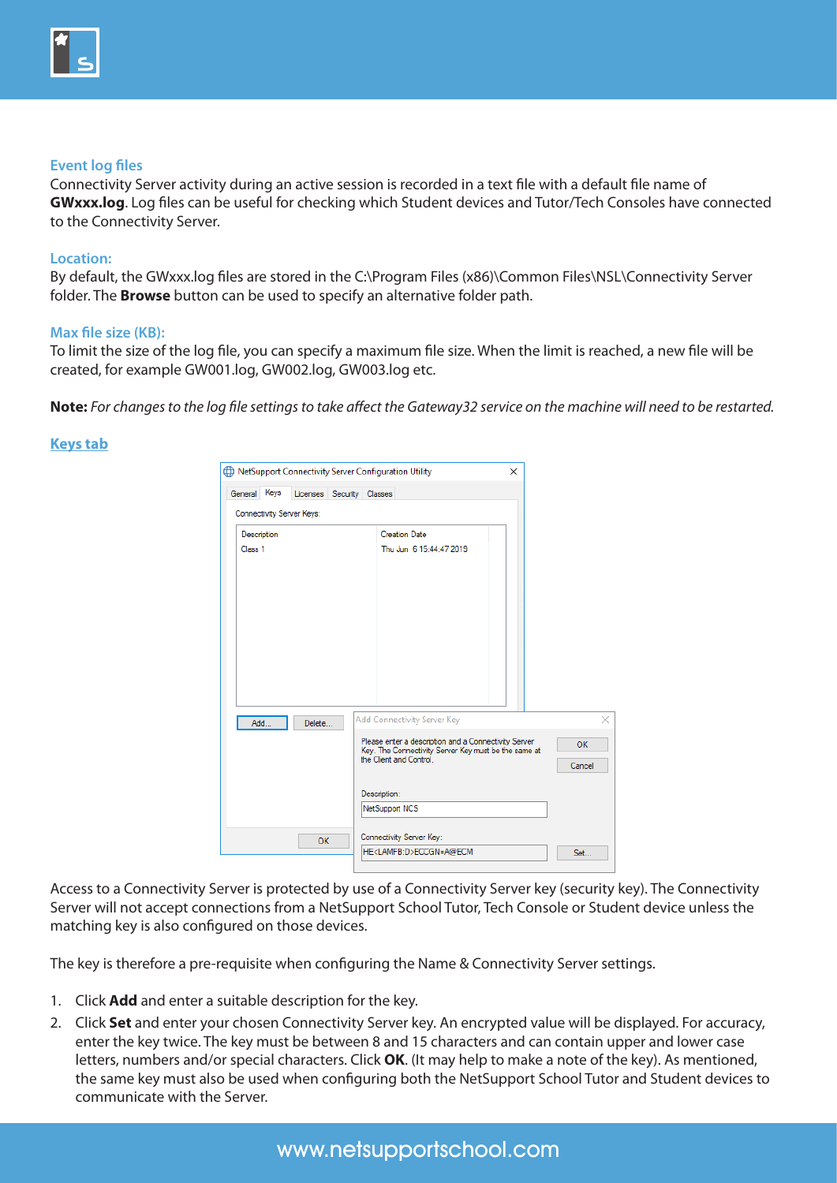### Event log files

Connectivity Server activity during an active session is recorded in a text file with a default file name of **GWxxx.log**. Log files can be useful for checking which Student devices and Tutor/Tech Consoles have connected to the Connectivity Server.

### Location:

By default, the GWxxx.log files are stored in the C:\Program Files (x86)\Common Files\NSL\Connectivity Server folder. The **Browse** button can be used to specify an alternative folder path.

### Max file size (KB):

To limit the size of the log file, you can specify a maximum file size. When the limit is reached, a new file will be created, for example GW001.log, GW002.log, GW003.log etc.

**Note:** *For changes to the log file settings to take affect the Gateway32 service on the machine will need to be restarted.*

## Keys tab

Access to a Connectivity Server is protected by use of a Connectivity Server key (security key). The Connectivity Server will not accept connections from a NetSupport School Tutor, Tech Console or Student device unless the matching key is also configured on those devices.

The key is therefore a pre-requisite when configuring the Name & Connectivity Server settings.

1. Click **Add** and enter a suitable description for the key.
2. Click **Set** and enter your chosen Connectivity Server key. An encrypted value will be displayed. For accuracy, enter the key twice. The key must be between 8 and 15 characters and can contain upper and lower case letters, numbers and/or special characters. Click **OK**. (It may help to make a note of the key). As mentioned, the same key must also be used when configuring both the NetSupport School Tutor and Student devices to communicate with the Server.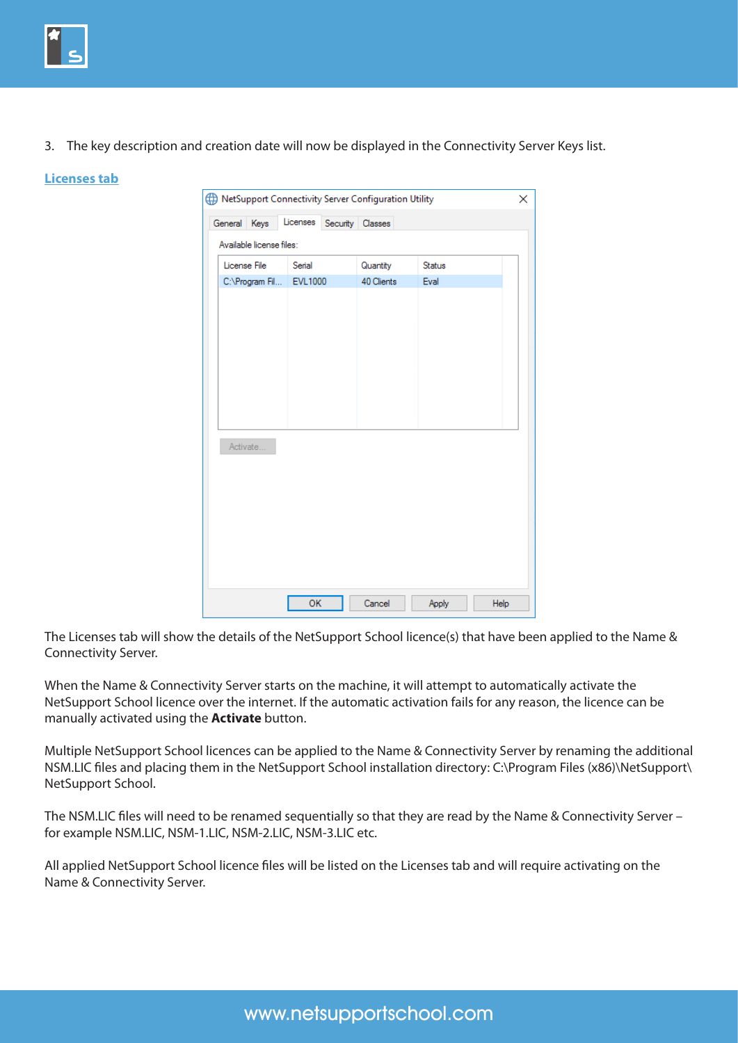3. The key description and creation date will now be displayed in the Connectivity Server Keys list.

## Licenses tab

The Licenses tab will show the details of the NetSupport School licence(s) that have been applied to the Name & Connectivity Server.

When the Name & Connectivity Server starts on the machine, it will attempt to automatically activate the NetSupport School licence over the internet. If the automatic activation fails for any reason, the licence can be manually activated using the **Activate** button.

Multiple NetSupport School licences can be applied to the Name & Connectivity Server by renaming the additional NSM.LIC files and placing them in the NetSupport School installation directory: C:\Program Files (x86)\NetSupport\NetSupport School.

The NSM.LIC files will need to be renamed sequentially so that they are read by the Name & Connectivity Server – for example NSM.LIC, NSM-1.LIC, NSM-2.LIC, NSM-3.LIC etc.

All applied NetSupport School licence files will be listed on the Licenses tab and will require activating on the Name & Connectivity Server.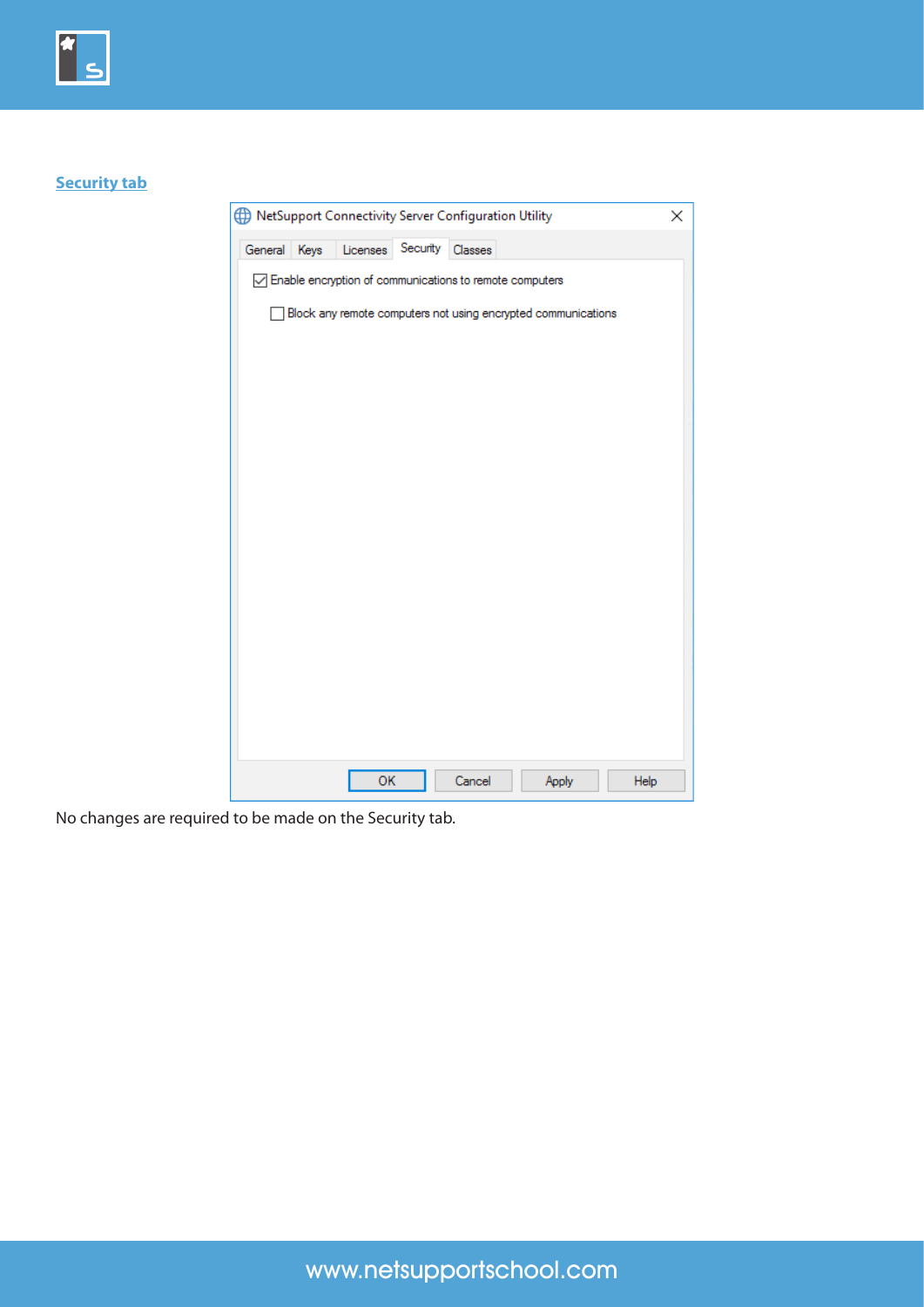## Security tab

NetSupport Connectivity Server Configuration Utility

General | Keys | Licenses | Security | Classes

☑ Enable encryption of communications to remote computers

☐ Block any remote computers not using encrypted communications

OK | Cancel | Apply | Help

No changes are required to be made on the Security tab.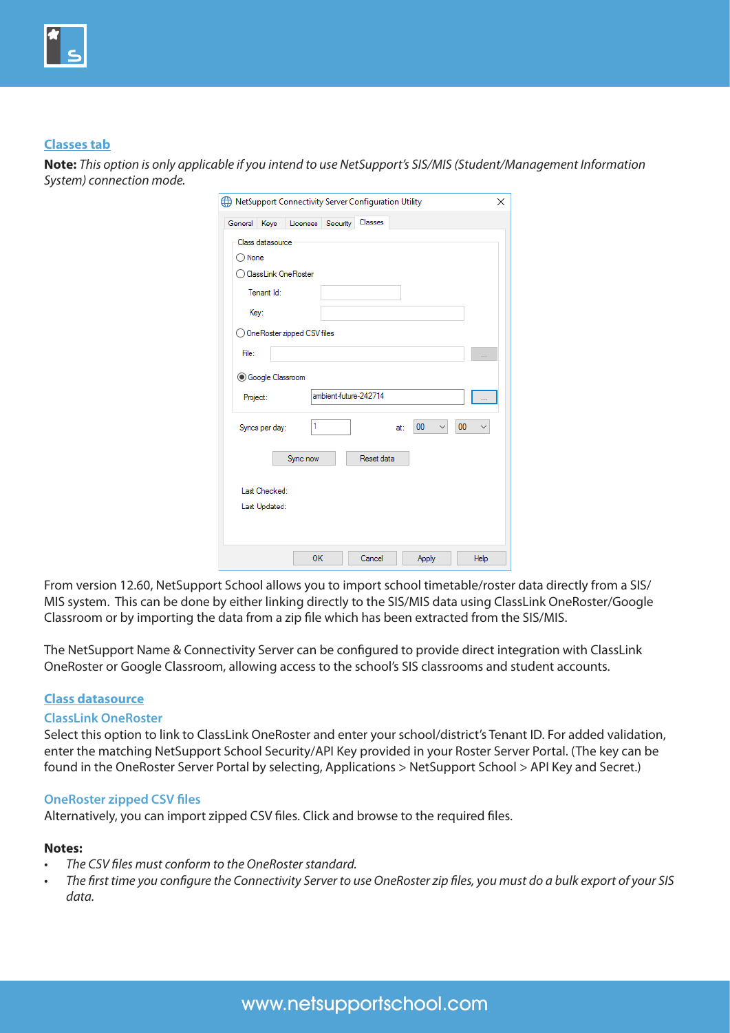## Classes tab

**Note:** *This option is only applicable if you intend to use NetSupport's SIS/MIS (Student/Management Information System) connection mode.*

From version 12.60, NetSupport School allows you to import school timetable/roster data directly from a SIS/MIS system. This can be done by either linking directly to the SIS/MIS data using ClassLink OneRoster/Google Classroom or by importing the data from a zip file which has been extracted from the SIS/MIS.

The NetSupport Name & Connectivity Server can be configured to provide direct integration with ClassLink OneRoster or Google Classroom, allowing access to the school's SIS classrooms and student accounts.

## Class datasource

### ClassLink OneRoster

Select this option to link to ClassLink OneRoster and enter your school/district's Tenant ID. For added validation, enter the matching NetSupport School Security/API Key provided in your Roster Server Portal. (The key can be found in the OneRoster Server Portal by selecting, Applications > NetSupport School > API Key and Secret.)

### OneRoster zipped CSV files

Alternatively, you can import zipped CSV files. Click and browse to the required files.

**Notes:**

- *The CSV files must conform to the OneRoster standard.*
- *The first time you configure the Connectivity Server to use OneRoster zip files, you must do a bulk export of your SIS data.*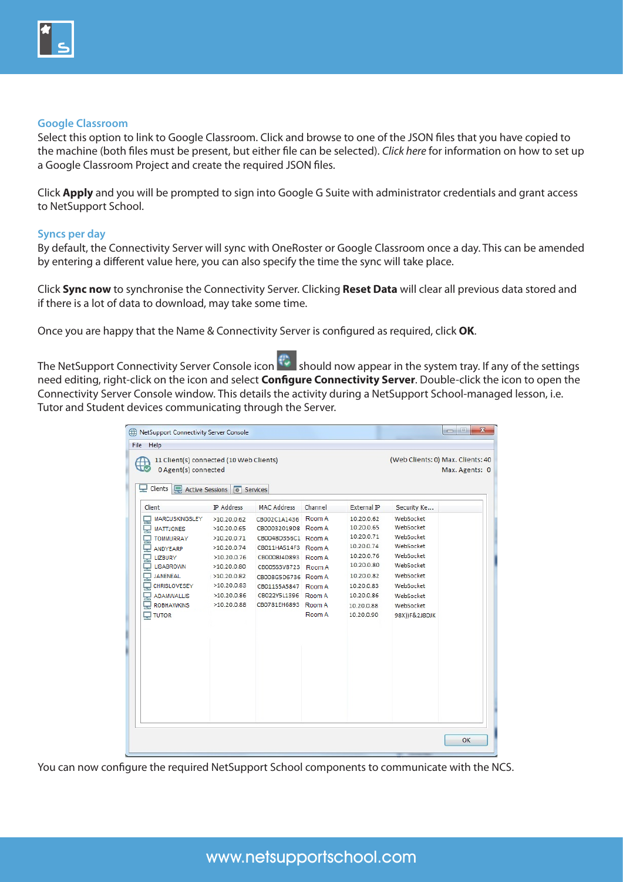### Google Classroom

Select this option to link to Google Classroom. Click and browse to one of the JSON files that you have copied to the machine (both files must be present, but either file can be selected). *Click here* for information on how to set up a Google Classroom Project and create the required JSON files.

Click **Apply** and you will be prompted to sign into Google G Suite with administrator credentials and grant access to NetSupport School.

### Syncs per day

By default, the Connectivity Server will sync with OneRoster or Google Classroom once a day. This can be amended by entering a different value here, you can also specify the time the sync will take place.

Click **Sync now** to synchronise the Connectivity Server. Clicking **Reset Data** will clear all previous data stored and if there is a lot of data to download, may take some time.

Once you are happy that the Name & Connectivity Server is configured as required, click **OK**.

The NetSupport Connectivity Server Console icon should now appear in the system tray. If any of the settings need editing, right-click on the icon and select **Configure Connectivity Server**. Double-click the icon to open the Connectivity Server Console window. This details the activity during a NetSupport School-managed lesson, i.e. Tutor and Student devices communicating through the Server.

You can now configure the required NetSupport School components to communicate with the NCS.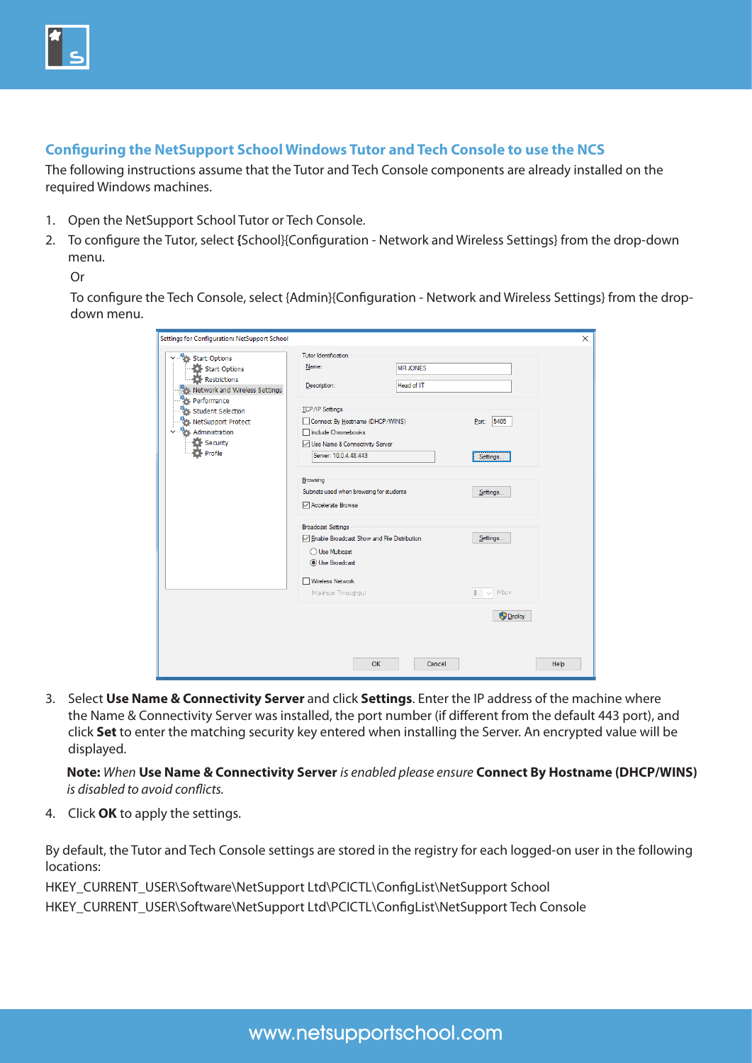## Configuring the NetSupport School Windows Tutor and Tech Console to use the NCS

The following instructions assume that the Tutor and Tech Console components are already installed on the required Windows machines.

1. Open the NetSupport School Tutor or Tech Console.
2. To configure the Tutor, select {School}{Configuration - Network and Wireless Settings} from the drop-down menu.

   Or

   To configure the Tech Console, select {Admin}{Configuration - Network and Wireless Settings} from the drop-down menu.

3. Select **Use Name & Connectivity Server** and click **Settings**. Enter the IP address of the machine where the Name & Connectivity Server was installed, the port number (if different from the default 443 port), and click **Set** to enter the matching security key entered when installing the Server. An encrypted value will be displayed.

   **Note:** *When* **Use Name & Connectivity Server** *is enabled please ensure* **Connect By Hostname (DHCP/WINS)** *is disabled to avoid conflicts.*

4. Click **OK** to apply the settings.

By default, the Tutor and Tech Console settings are stored in the registry for each logged-on user in the following locations:

HKEY_CURRENT_USER\Software\NetSupport Ltd\PCICTL\ConfigList\NetSupport School

HKEY_CURRENT_USER\Software\NetSupport Ltd\PCICTL\ConfigList\NetSupport Tech Console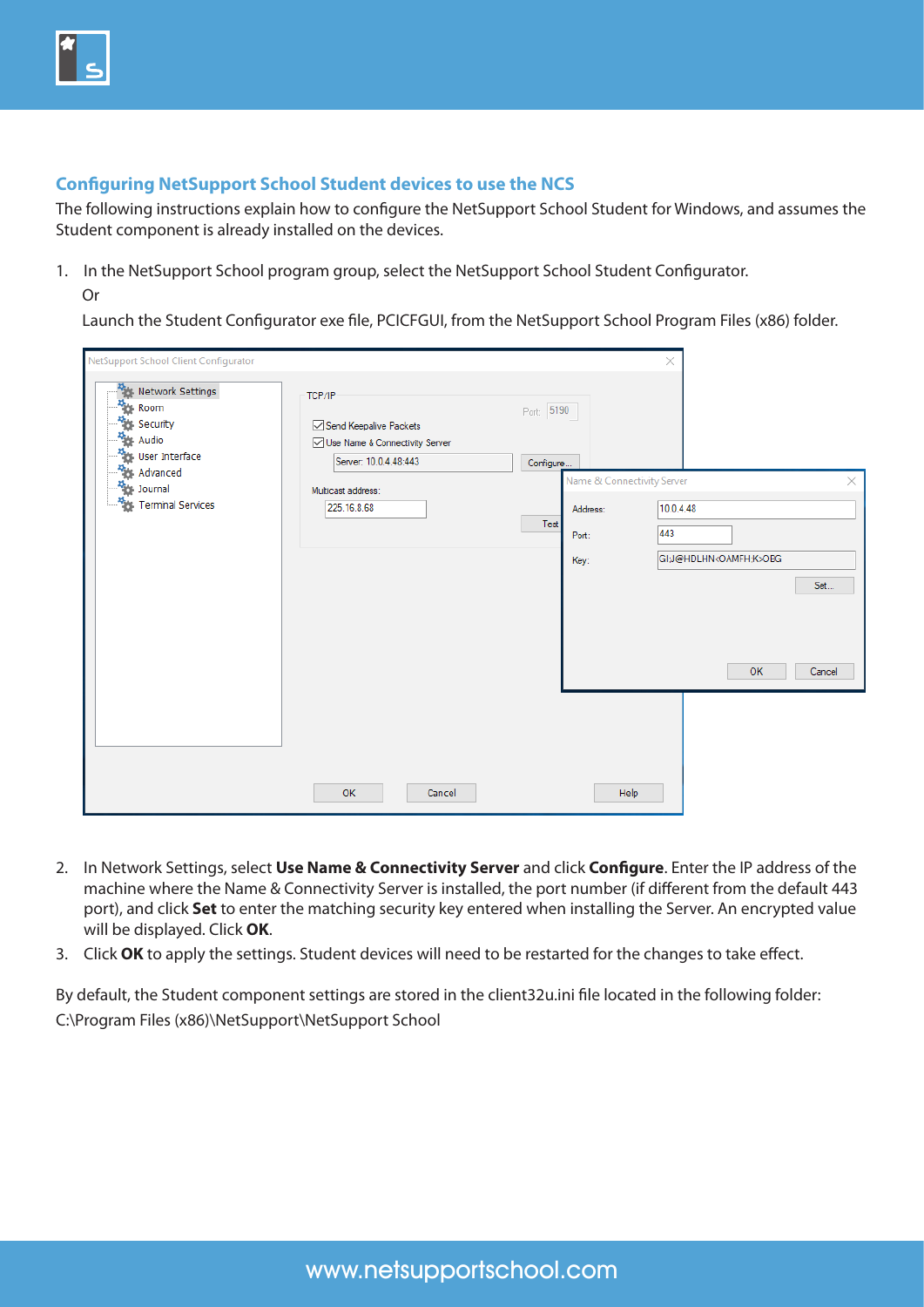## Configuring NetSupport School Student devices to use the NCS

The following instructions explain how to configure the NetSupport School Student for Windows, and assumes the Student component is already installed on the devices.

1. In the NetSupport School program group, select the NetSupport School Student Configurator.

   Or

   Launch the Student Configurator exe file, PCICFGUI, from the NetSupport School Program Files (x86) folder.

2. In Network Settings, select **Use Name & Connectivity Server** and click **Configure**. Enter the IP address of the machine where the Name & Connectivity Server is installed, the port number (if different from the default 443 port), and click **Set** to enter the matching security key entered when installing the Server. An encrypted value will be displayed. Click **OK**.
3. Click **OK** to apply the settings. Student devices will need to be restarted for the changes to take effect.

By default, the Student component settings are stored in the client32u.ini file located in the following folder:
C:\Program Files (x86)\NetSupport\NetSupport School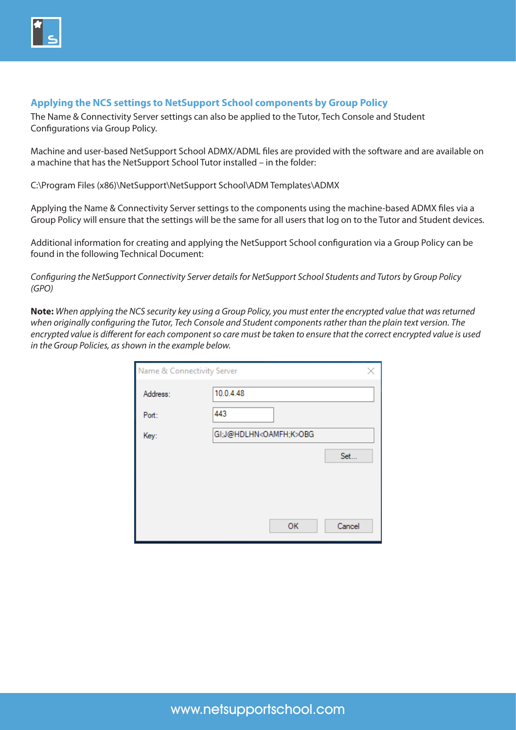## Applying the NCS settings to NetSupport School components by Group Policy

The Name & Connectivity Server settings can also be applied to the Tutor, Tech Console and Student Configurations via Group Policy.

Machine and user-based NetSupport School ADMX/ADML files are provided with the software and are available on a machine that has the NetSupport School Tutor installed – in the folder:

C:\Program Files (x86)\NetSupport\NetSupport School\ADM Templates\ADMX

Applying the Name & Connectivity Server settings to the components using the machine-based ADMX files via a Group Policy will ensure that the settings will be the same for all users that log on to the Tutor and Student devices.

Additional information for creating and applying the NetSupport School configuration via a Group Policy can be found in the following Technical Document:

*Configuring the NetSupport Connectivity Server details for NetSupport School Students and Tutors by Group Policy (GPO)*

**Note:** *When applying the NCS security key using a Group Policy, you must enter the encrypted value that was returned when originally configuring the Tutor, Tech Console and Student components rather than the plain text version. The encrypted value is different for each component so care must be taken to ensure that the correct encrypted value is used in the Group Policies, as shown in the example below.*

Name & Connectivity Server

Address: 10.0.4.48

Port: 443

Key: GI;J@HDLHN<OAMFH;K>OBG

Set...

OK Cancel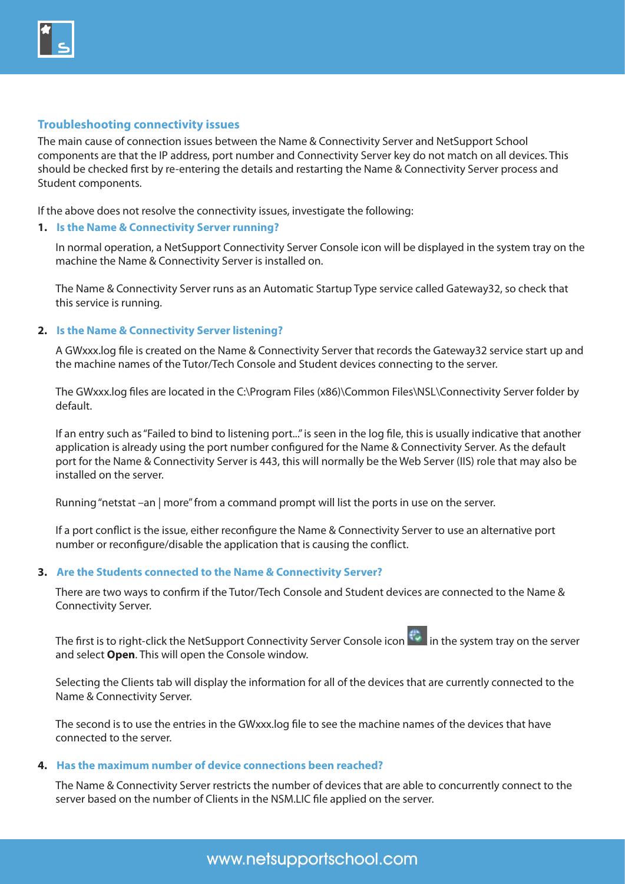## Troubleshooting connectivity issues

The main cause of connection issues between the Name & Connectivity Server and NetSupport School components are that the IP address, port number and Connectivity Server key do not match on all devices. This should be checked first by re-entering the details and restarting the Name & Connectivity Server process and Student components.

If the above does not resolve the connectivity issues, investigate the following:

### 1. Is the Name & Connectivity Server running?

In normal operation, a NetSupport Connectivity Server Console icon will be displayed in the system tray on the machine the Name & Connectivity Server is installed on.

The Name & Connectivity Server runs as an Automatic Startup Type service called Gateway32, so check that this service is running.

### 2. Is the Name & Connectivity Server listening?

A GWxxx.log file is created on the Name & Connectivity Server that records the Gateway32 service start up and the machine names of the Tutor/Tech Console and Student devices connecting to the server.

The GWxxx.log files are located in the C:\Program Files (x86)\Common Files\NSL\Connectivity Server folder by default.

If an entry such as "Failed to bind to listening port..." is seen in the log file, this is usually indicative that another application is already using the port number configured for the Name & Connectivity Server. As the default port for the Name & Connectivity Server is 443, this will normally be the Web Server (IIS) role that may also be installed on the server.

Running "netstat –an | more" from a command prompt will list the ports in use on the server.

If a port conflict is the issue, either reconfigure the Name & Connectivity Server to use an alternative port number or reconfigure/disable the application that is causing the conflict.

### 3. Are the Students connected to the Name & Connectivity Server?

There are two ways to confirm if the Tutor/Tech Console and Student devices are connected to the Name & Connectivity Server.

The first is to right-click the NetSupport Connectivity Server Console icon in the system tray on the server and select **Open**. This will open the Console window.

Selecting the Clients tab will display the information for all of the devices that are currently connected to the Name & Connectivity Server.

The second is to use the entries in the GWxxx.log file to see the machine names of the devices that have connected to the server.

### 4. Has the maximum number of device connections been reached?

The Name & Connectivity Server restricts the number of devices that are able to concurrently connect to the server based on the number of Clients in the NSM.LIC file applied on the server.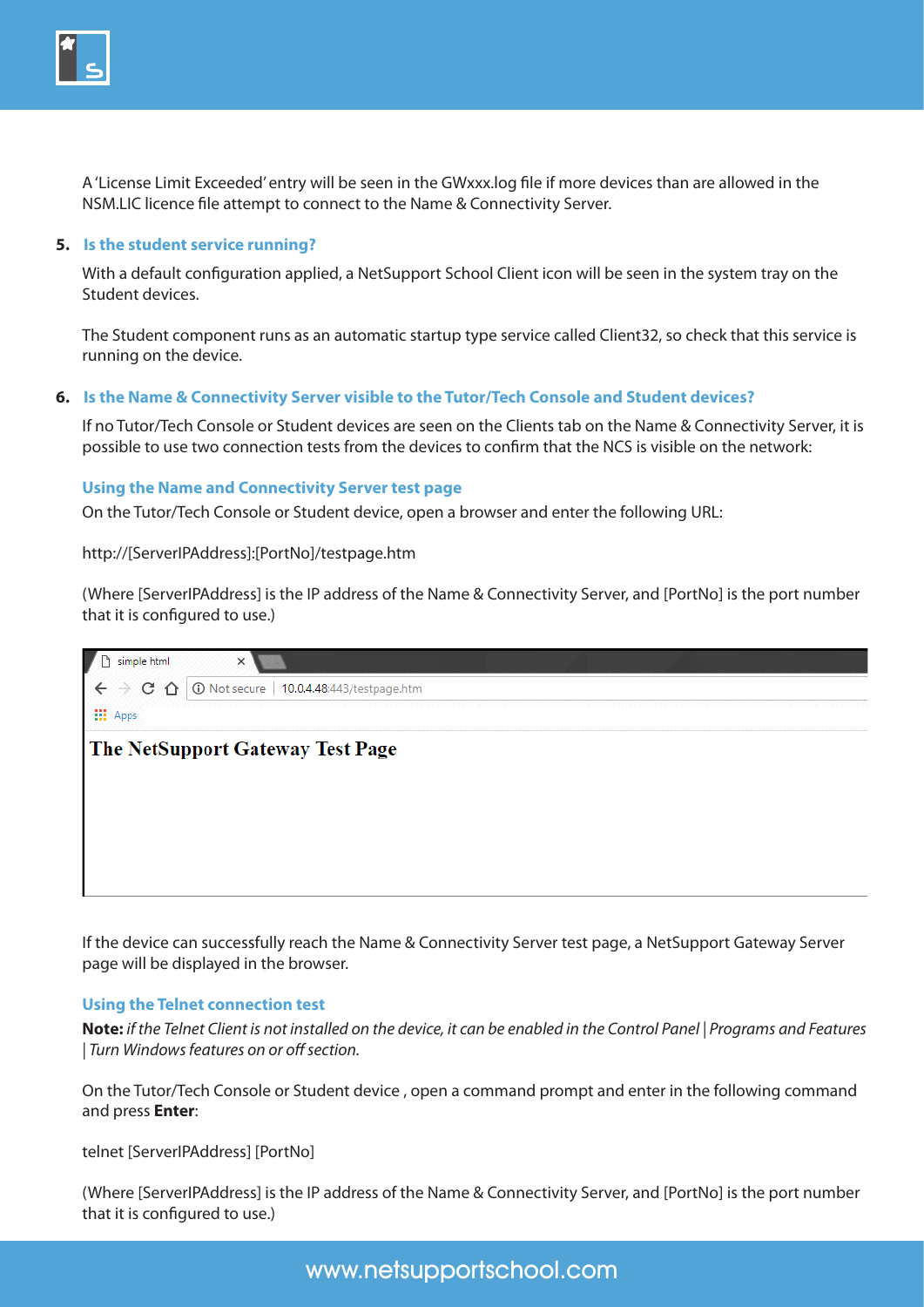A 'License Limit Exceeded' entry will be seen in the GWxxx.log file if more devices than are allowed in the NSM.LIC licence file attempt to connect to the Name & Connectivity Server.

**5. Is the student service running?**

With a default configuration applied, a NetSupport School Client icon will be seen in the system tray on the Student devices.

The Student component runs as an automatic startup type service called Client32, so check that this service is running on the device.

**6. Is the Name & Connectivity Server visible to the Tutor/Tech Console and Student devices?**

If no Tutor/Tech Console or Student devices are seen on the Clients tab on the Name & Connectivity Server, it is possible to use two connection tests from the devices to confirm that the NCS is visible on the network:

### Using the Name and Connectivity Server test page

On the Tutor/Tech Console or Student device, open a browser and enter the following URL:

http://[ServerIPAddress]:[PortNo]/testpage.htm

(Where [ServerIPAddress] is the IP address of the Name & Connectivity Server, and [PortNo] is the port number that it is configured to use.)

simple html

Not secure | 10.0.4.48:443/testpage.htm

Apps

**The NetSupport Gateway Test Page**

If the device can successfully reach the Name & Connectivity Server test page, a NetSupport Gateway Server page will be displayed in the browser.

### Using the Telnet connection test

**Note:** *if the Telnet Client is not installed on the device, it can be enabled in the Control Panel | Programs and Features | Turn Windows features on or off section.*

On the Tutor/Tech Console or Student device , open a command prompt and enter in the following command and press **Enter**:

telnet [ServerIPAddress] [PortNo]

(Where [ServerIPAddress] is the IP address of the Name & Connectivity Server, and [PortNo] is the port number that it is configured to use.)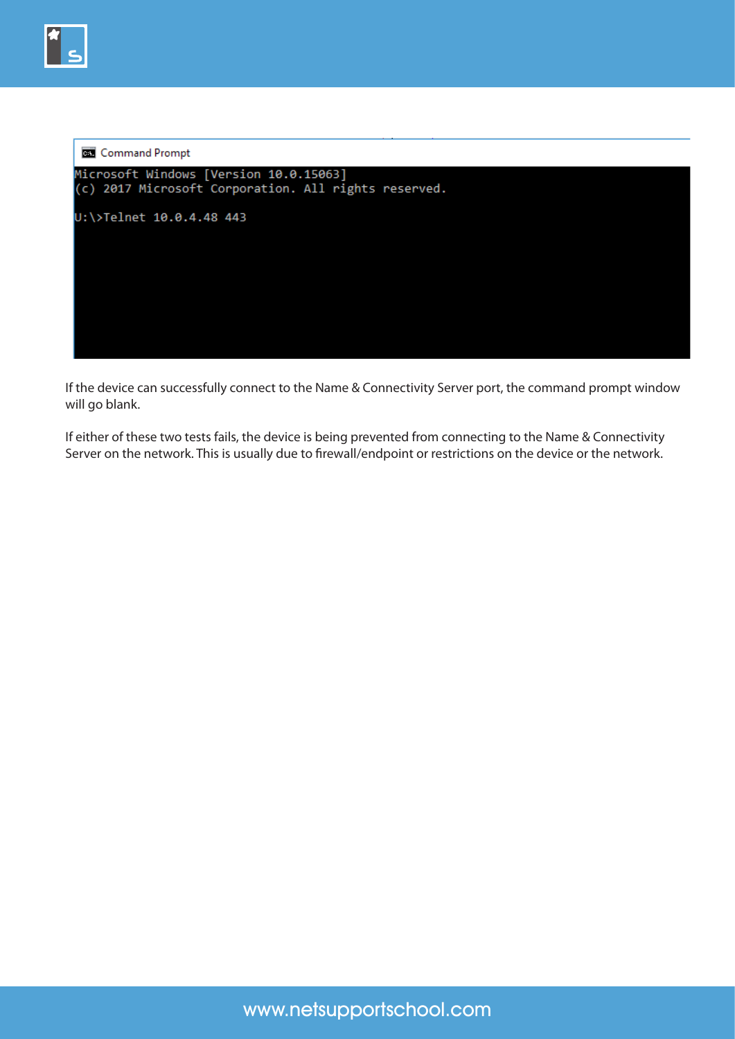```
Command Prompt
Microsoft Windows [Version 10.0.15063]
(c) 2017 Microsoft Corporation. All rights reserved.

U:\>Telnet 10.0.4.48 443
```

If the device can successfully connect to the Name & Connectivity Server port, the command prompt window will go blank.

If either of these two tests fails, the device is being prevented from connecting to the Name & Connectivity Server on the network. This is usually due to firewall/endpoint or restrictions on the device or the network.